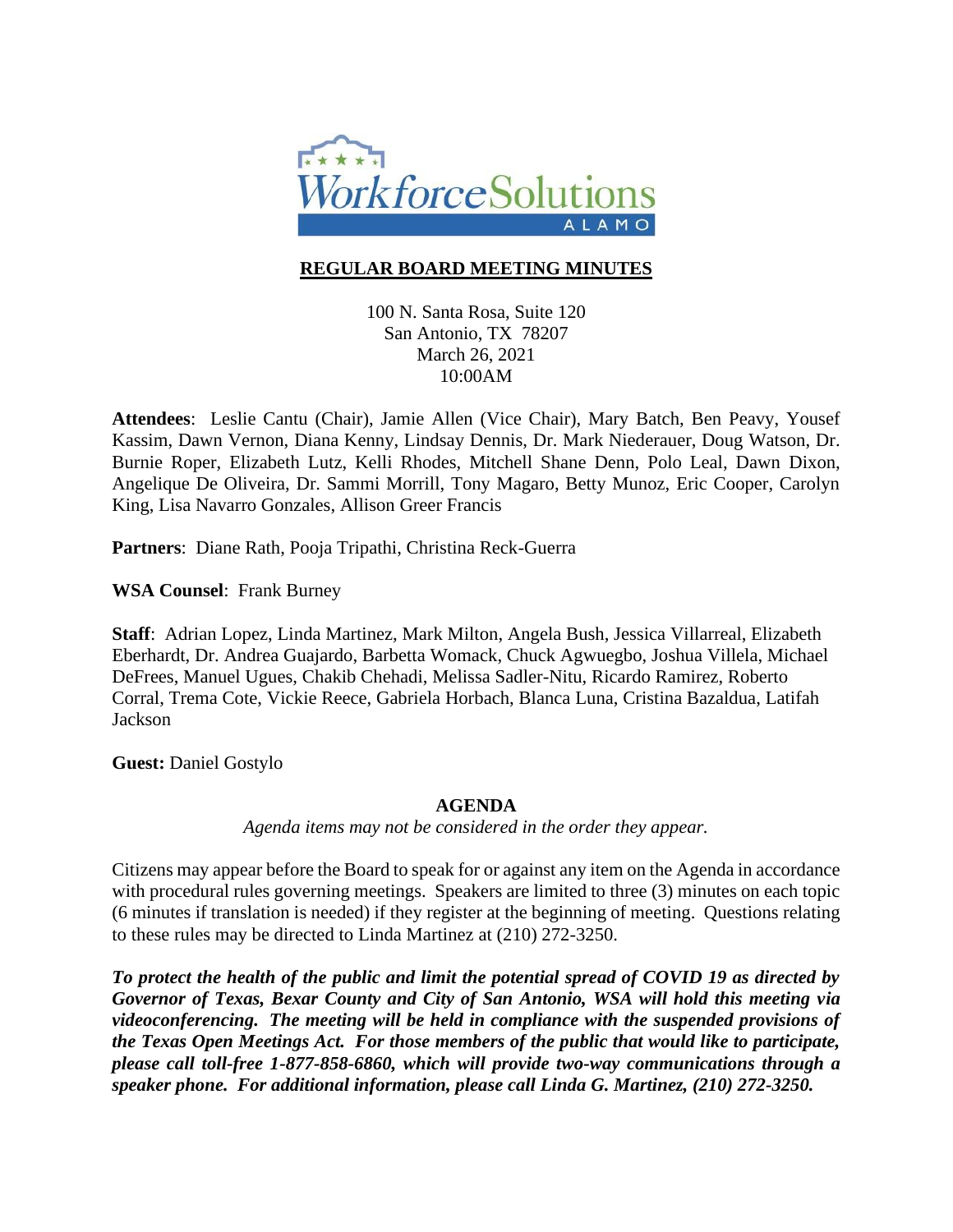# REGULAR BOARD MEETING MINUTES

100 N. Santa Rosa, Suite 120
San Antonio, TX 78207
March 26, 2021
10:00AM

**Attendees**: Leslie Cantu (Chair), Jamie Allen (Vice Chair), Mary Batch, Ben Peavy, Yousef Kassim, Dawn Vernon, Diana Kenny, Lindsay Dennis, Dr. Mark Niederauer, Doug Watson, Dr. Burnie Roper, Elizabeth Lutz, Kelli Rhodes, Mitchell Shane Denn, Polo Leal, Dawn Dixon, Angelique De Oliveira, Dr. Sammi Morrill, Tony Magaro, Betty Munoz, Eric Cooper, Carolyn King, Lisa Navarro Gonzales, Allison Greer Francis

**Partners**: Diane Rath, Pooja Tripathi, Christina Reck-Guerra

**WSA Counsel**: Frank Burney

**Staff**: Adrian Lopez, Linda Martinez, Mark Milton, Angela Bush, Jessica Villarreal, Elizabeth Eberhardt, Dr. Andrea Guajardo, Barbetta Womack, Chuck Agwuegbo, Joshua Villela, Michael DeFrees, Manuel Ugues, Chakib Chehadi, Melissa Sadler-Nitu, Ricardo Ramirez, Roberto Corral, Trema Cote, Vickie Reece, Gabriela Horbach, Blanca Luna, Cristina Bazaldua, Latifah Jackson

**Guest:** Daniel Gostylo

## AGENDA

*Agenda items may not be considered in the order they appear.*

Citizens may appear before the Board to speak for or against any item on the Agenda in accordance with procedural rules governing meetings. Speakers are limited to three (3) minutes on each topic (6 minutes if translation is needed) if they register at the beginning of meeting. Questions relating to these rules may be directed to Linda Martinez at (210) 272-3250.

***To protect the health of the public and limit the potential spread of COVID 19 as directed by Governor of Texas, Bexar County and City of San Antonio, WSA will hold this meeting via videoconferencing. The meeting will be held in compliance with the suspended provisions of the Texas Open Meetings Act. For those members of the public that would like to participate, please call toll-free 1-877-858-6860, which will provide two-way communications through a speaker phone. For additional information, please call Linda G. Martinez, (210) 272-3250.***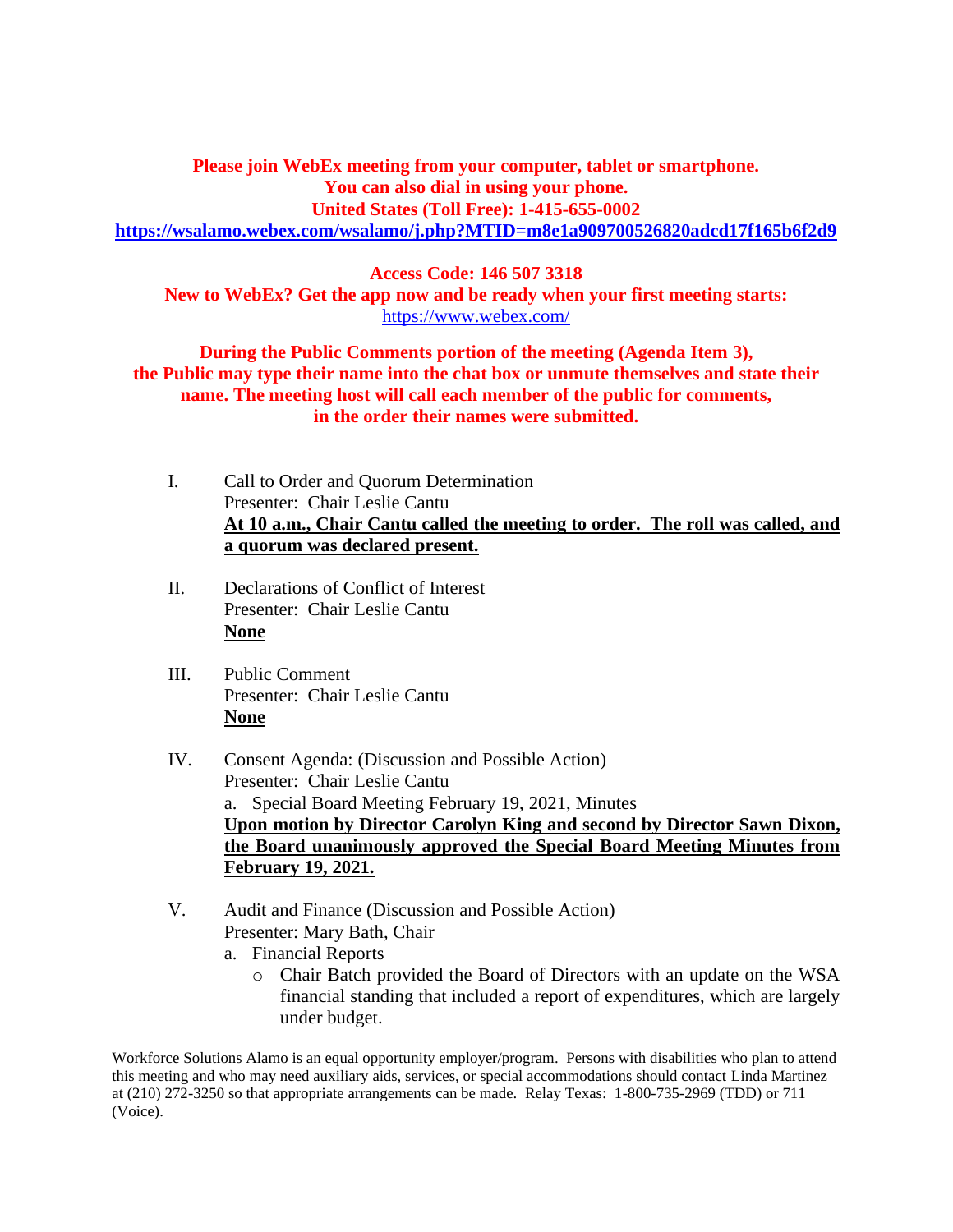**Please join WebEx meeting from your computer, tablet or smartphone.**
**You can also dial in using your phone.**
**United States (Toll Free): 1-415-655-0002**
**https://wsalamo.webex.com/wsalamo/j.php?MTID=m8e1a909700526820adcd17f165b6f2d9**

**Access Code: 146 507 3318**
**New to WebEx? Get the app now and be ready when your first meeting starts:**
https://www.webex.com/

**During the Public Comments portion of the meeting (Agenda Item 3), the Public may type their name into the chat box or unmute themselves and state their name. The meeting host will call each member of the public for comments, in the order their names were submitted.**

I. Call to Order and Quorum Determination
Presenter: Chair Leslie Cantu
**At 10 a.m., Chair Cantu called the meeting to order. The roll was called, and a quorum was declared present.**

II. Declarations of Conflict of Interest
Presenter: Chair Leslie Cantu
**None**

III. Public Comment
Presenter: Chair Leslie Cantu
**None**

IV. Consent Agenda: (Discussion and Possible Action)
Presenter: Chair Leslie Cantu
a. Special Board Meeting February 19, 2021, Minutes
**Upon motion by Director Carolyn King and second by Director Sawn Dixon, the Board unanimously approved the Special Board Meeting Minutes from February 19, 2021.**

V. Audit and Finance (Discussion and Possible Action)
Presenter: Mary Bath, Chair
a. Financial Reports
- Chair Batch provided the Board of Directors with an update on the WSA financial standing that included a report of expenditures, which are largely under budget.

Workforce Solutions Alamo is an equal opportunity employer/program. Persons with disabilities who plan to attend this meeting and who may need auxiliary aids, services, or special accommodations should contact Linda Martinez at (210) 272-3250 so that appropriate arrangements can be made. Relay Texas: 1-800-735-2969 (TDD) or 711 (Voice).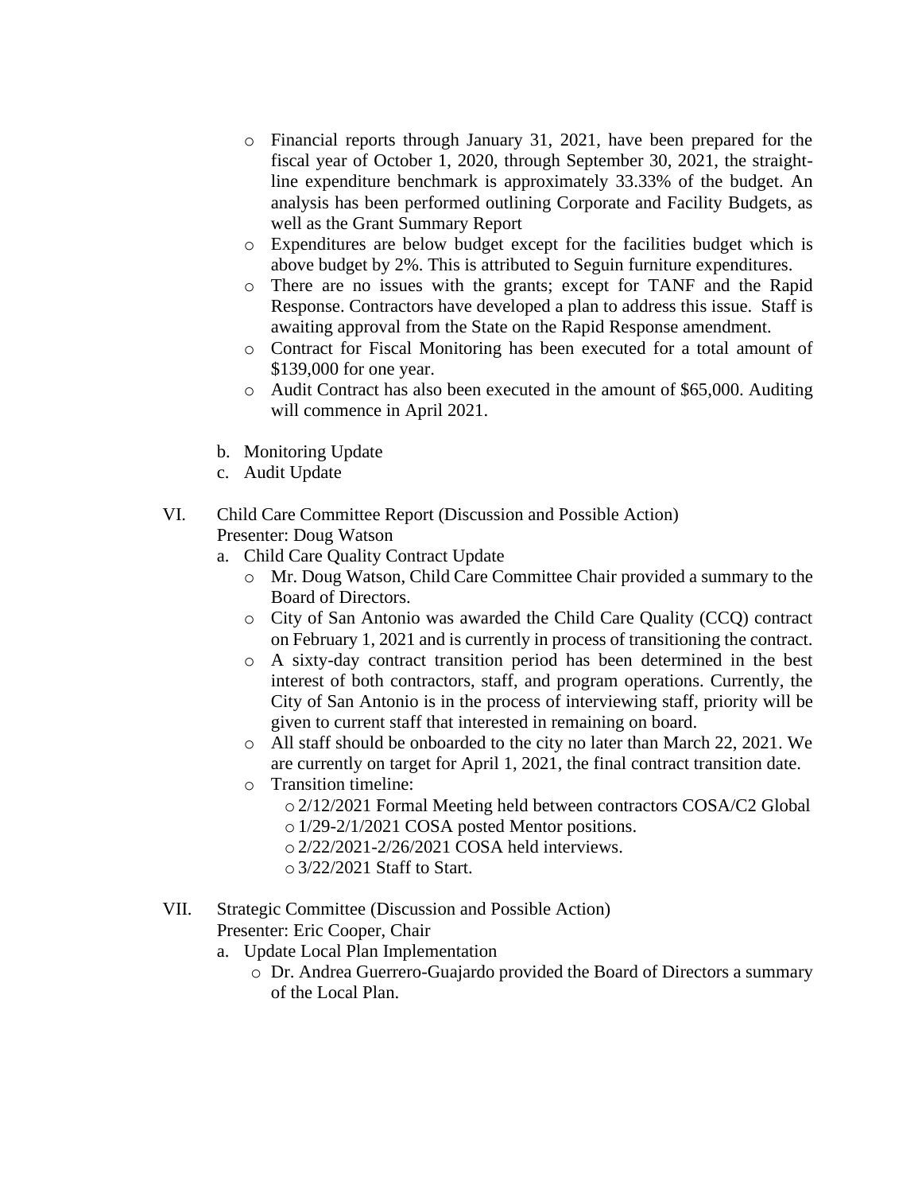- Financial reports through January 31, 2021, have been prepared for the fiscal year of October 1, 2020, through September 30, 2021, the straight-line expenditure benchmark is approximately 33.33% of the budget. An analysis has been performed outlining Corporate and Facility Budgets, as well as the Grant Summary Report
    - Expenditures are below budget except for the facilities budget which is above budget by 2%. This is attributed to Seguin furniture expenditures.
    - There are no issues with the grants; except for TANF and the Rapid Response. Contractors have developed a plan to address this issue. Staff is awaiting approval from the State on the Rapid Response amendment.
    - Contract for Fiscal Monitoring has been executed for a total amount of $139,000 for one year.
    - Audit Contract has also been executed in the amount of $65,000. Auditing will commence in April 2021.

  b. Monitoring Update
  c. Audit Update

VI. Child Care Committee Report (Discussion and Possible Action)
Presenter: Doug Watson

  a. Child Care Quality Contract Update
    - Mr. Doug Watson, Child Care Committee Chair provided a summary to the Board of Directors.
    - City of San Antonio was awarded the Child Care Quality (CCQ) contract on February 1, 2021 and is currently in process of transitioning the contract.
    - A sixty-day contract transition period has been determined in the best interest of both contractors, staff, and program operations. Currently, the City of San Antonio is in the process of interviewing staff, priority will be given to current staff that interested in remaining on board.
    - All staff should be onboarded to the city no later than March 22, 2021. We are currently on target for April 1, 2021, the final contract transition date.
    - Transition timeline:
        - 2/12/2021 Formal Meeting held between contractors COSA/C2 Global
        - 1/29-2/1/2021 COSA posted Mentor positions.
        - 2/22/2021-2/26/2021 COSA held interviews.
        - 3/22/2021 Staff to Start.

VII. Strategic Committee (Discussion and Possible Action)
Presenter: Eric Cooper, Chair

  a. Update Local Plan Implementation
    - Dr. Andrea Guerrero-Guajardo provided the Board of Directors a summary of the Local Plan.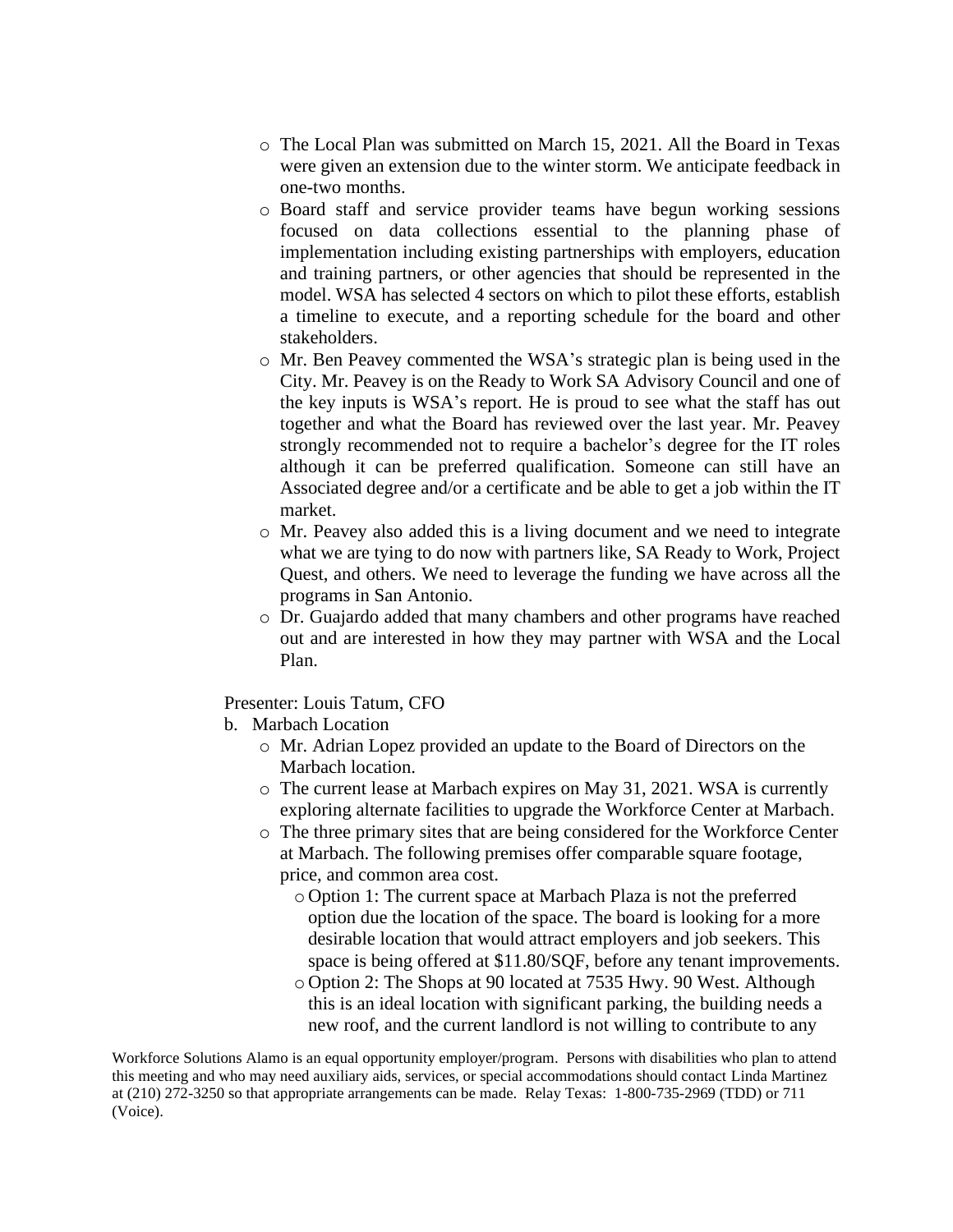- The Local Plan was submitted on March 15, 2021. All the Board in Texas were given an extension due to the winter storm. We anticipate feedback in one-two months.
- Board staff and service provider teams have begun working sessions focused on data collections essential to the planning phase of implementation including existing partnerships with employers, education and training partners, or other agencies that should be represented in the model. WSA has selected 4 sectors on which to pilot these efforts, establish a timeline to execute, and a reporting schedule for the board and other stakeholders.
- Mr. Ben Peavey commented the WSA's strategic plan is being used in the City. Mr. Peavey is on the Ready to Work SA Advisory Council and one of the key inputs is WSA's report. He is proud to see what the staff has out together and what the Board has reviewed over the last year. Mr. Peavey strongly recommended not to require a bachelor's degree for the IT roles although it can be preferred qualification. Someone can still have an Associated degree and/or a certificate and be able to get a job within the IT market.
- Mr. Peavey also added this is a living document and we need to integrate what we are tying to do now with partners like, SA Ready to Work, Project Quest, and others. We need to leverage the funding we have across all the programs in San Antonio.
- Dr. Guajardo added that many chambers and other programs have reached out and are interested in how they may partner with WSA and the Local Plan.

Presenter: Louis Tatum, CFO

b. Marbach Location
   - Mr. Adrian Lopez provided an update to the Board of Directors on the Marbach location.
   - The current lease at Marbach expires on May 31, 2021. WSA is currently exploring alternate facilities to upgrade the Workforce Center at Marbach.
   - The three primary sites that are being considered for the Workforce Center at Marbach. The following premises offer comparable square footage, price, and common area cost.
     - Option 1: The current space at Marbach Plaza is not the preferred option due the location of the space. The board is looking for a more desirable location that would attract employers and job seekers. This space is being offered at $11.80/SQF, before any tenant improvements.
     - Option 2: The Shops at 90 located at 7535 Hwy. 90 West. Although this is an ideal location with significant parking, the building needs a new roof, and the current landlord is not willing to contribute to any

Workforce Solutions Alamo is an equal opportunity employer/program. Persons with disabilities who plan to attend this meeting and who may need auxiliary aids, services, or special accommodations should contact Linda Martinez at (210) 272-3250 so that appropriate arrangements can be made. Relay Texas: 1-800-735-2969 (TDD) or 711 (Voice).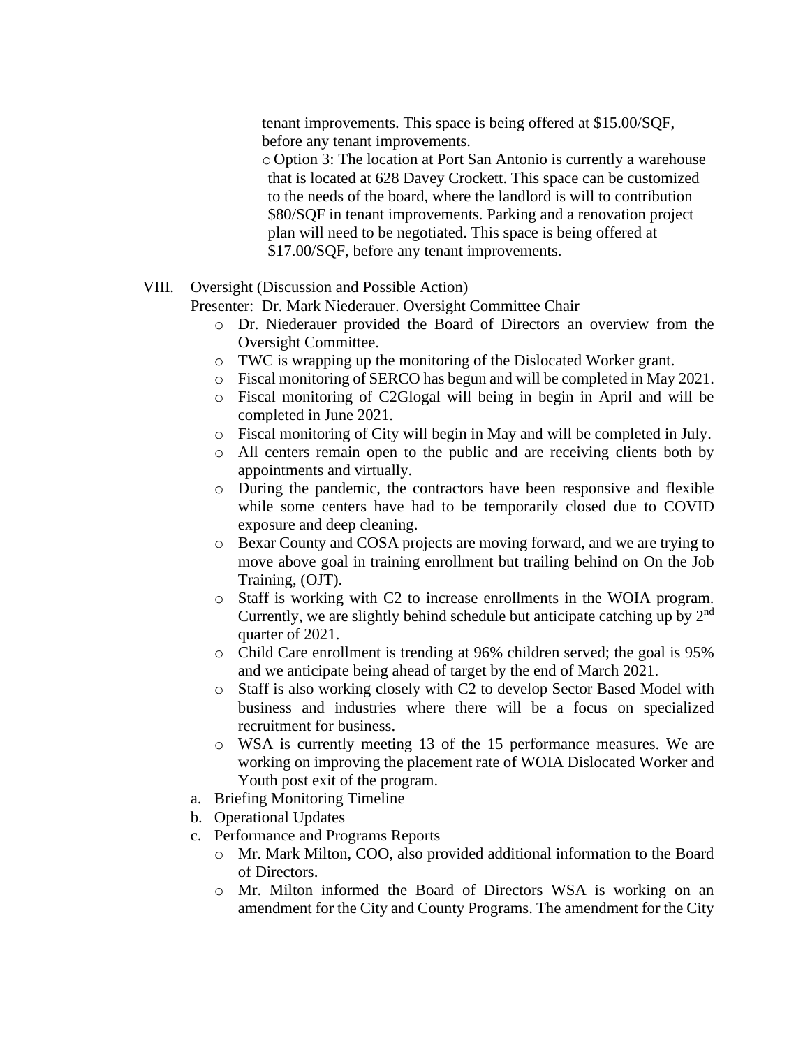tenant improvements. This space is being offered at $15.00/SQF, before any tenant improvements.

- Option 3: The location at Port San Antonio is currently a warehouse that is located at 628 Davey Crockett. This space can be customized to the needs of the board, where the landlord is will to contribution $80/SQF in tenant improvements. Parking and a renovation project plan will need to be negotiated. This space is being offered at $17.00/SQF, before any tenant improvements.

VIII. Oversight (Discussion and Possible Action)

Presenter: Dr. Mark Niederauer. Oversight Committee Chair

- Dr. Niederauer provided the Board of Directors an overview from the Oversight Committee.
- TWC is wrapping up the monitoring of the Dislocated Worker grant.
- Fiscal monitoring of SERCO has begun and will be completed in May 2021.
- Fiscal monitoring of C2Glogal will being in begin in April and will be completed in June 2021.
- Fiscal monitoring of City will begin in May and will be completed in July.
- All centers remain open to the public and are receiving clients both by appointments and virtually.
- During the pandemic, the contractors have been responsive and flexible while some centers have had to be temporarily closed due to COVID exposure and deep cleaning.
- Bexar County and COSA projects are moving forward, and we are trying to move above goal in training enrollment but trailing behind on On the Job Training, (OJT).
- Staff is working with C2 to increase enrollments in the WOIA program. Currently, we are slightly behind schedule but anticipate catching up by 2nd quarter of 2021.
- Child Care enrollment is trending at 96% children served; the goal is 95% and we anticipate being ahead of target by the end of March 2021.
- Staff is also working closely with C2 to develop Sector Based Model with business and industries where there will be a focus on specialized recruitment for business.
- WSA is currently meeting 13 of the 15 performance measures. We are working on improving the placement rate of WOIA Dislocated Worker and Youth post exit of the program.

a. Briefing Monitoring Timeline

b. Operational Updates

c. Performance and Programs Reports

- Mr. Mark Milton, COO, also provided additional information to the Board of Directors.
- Mr. Milton informed the Board of Directors WSA is working on an amendment for the City and County Programs. The amendment for the City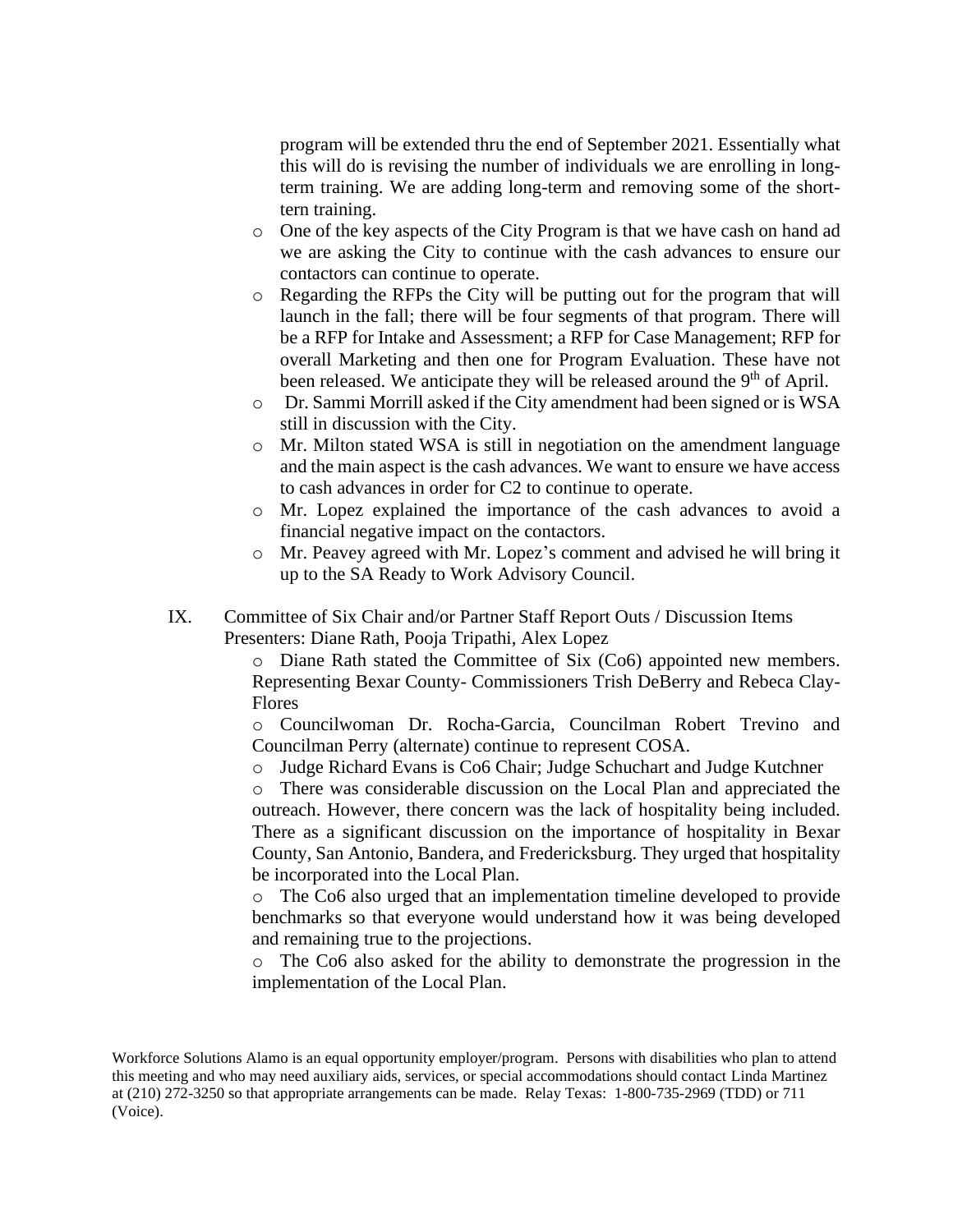program will be extended thru the end of September 2021. Essentially what this will do is revising the number of individuals we are enrolling in long-term training. We are adding long-term and removing some of the short-tern training.

- One of the key aspects of the City Program is that we have cash on hand ad we are asking the City to continue with the cash advances to ensure our contactors can continue to operate.
- Regarding the RFPs the City will be putting out for the program that will launch in the fall; there will be four segments of that program. There will be a RFP for Intake and Assessment; a RFP for Case Management; RFP for overall Marketing and then one for Program Evaluation. These have not been released. We anticipate they will be released around the 9th of April.
- Dr. Sammi Morrill asked if the City amendment had been signed or is WSA still in discussion with the City.
- Mr. Milton stated WSA is still in negotiation on the amendment language and the main aspect is the cash advances. We want to ensure we have access to cash advances in order for C2 to continue to operate.
- Mr. Lopez explained the importance of the cash advances to avoid a financial negative impact on the contactors.
- Mr. Peavey agreed with Mr. Lopez's comment and advised he will bring it up to the SA Ready to Work Advisory Council.

IX. Committee of Six Chair and/or Partner Staff Report Outs / Discussion Items
Presenters: Diane Rath, Pooja Tripathi, Alex Lopez

- Diane Rath stated the Committee of Six (Co6) appointed new members. Representing Bexar County- Commissioners Trish DeBerry and Rebeca Clay-Flores
- Councilwoman Dr. Rocha-Garcia, Councilman Robert Trevino and Councilman Perry (alternate) continue to represent COSA.
- Judge Richard Evans is Co6 Chair; Judge Schuchart and Judge Kutchner
- There was considerable discussion on the Local Plan and appreciated the outreach. However, there concern was the lack of hospitality being included. There as a significant discussion on the importance of hospitality in Bexar County, San Antonio, Bandera, and Fredericksburg. They urged that hospitality be incorporated into the Local Plan.
- The Co6 also urged that an implementation timeline developed to provide benchmarks so that everyone would understand how it was being developed and remaining true to the projections.
- The Co6 also asked for the ability to demonstrate the progression in the implementation of the Local Plan.

Workforce Solutions Alamo is an equal opportunity employer/program. Persons with disabilities who plan to attend this meeting and who may need auxiliary aids, services, or special accommodations should contact Linda Martinez at (210) 272-3250 so that appropriate arrangements can be made. Relay Texas: 1-800-735-2969 (TDD) or 711 (Voice).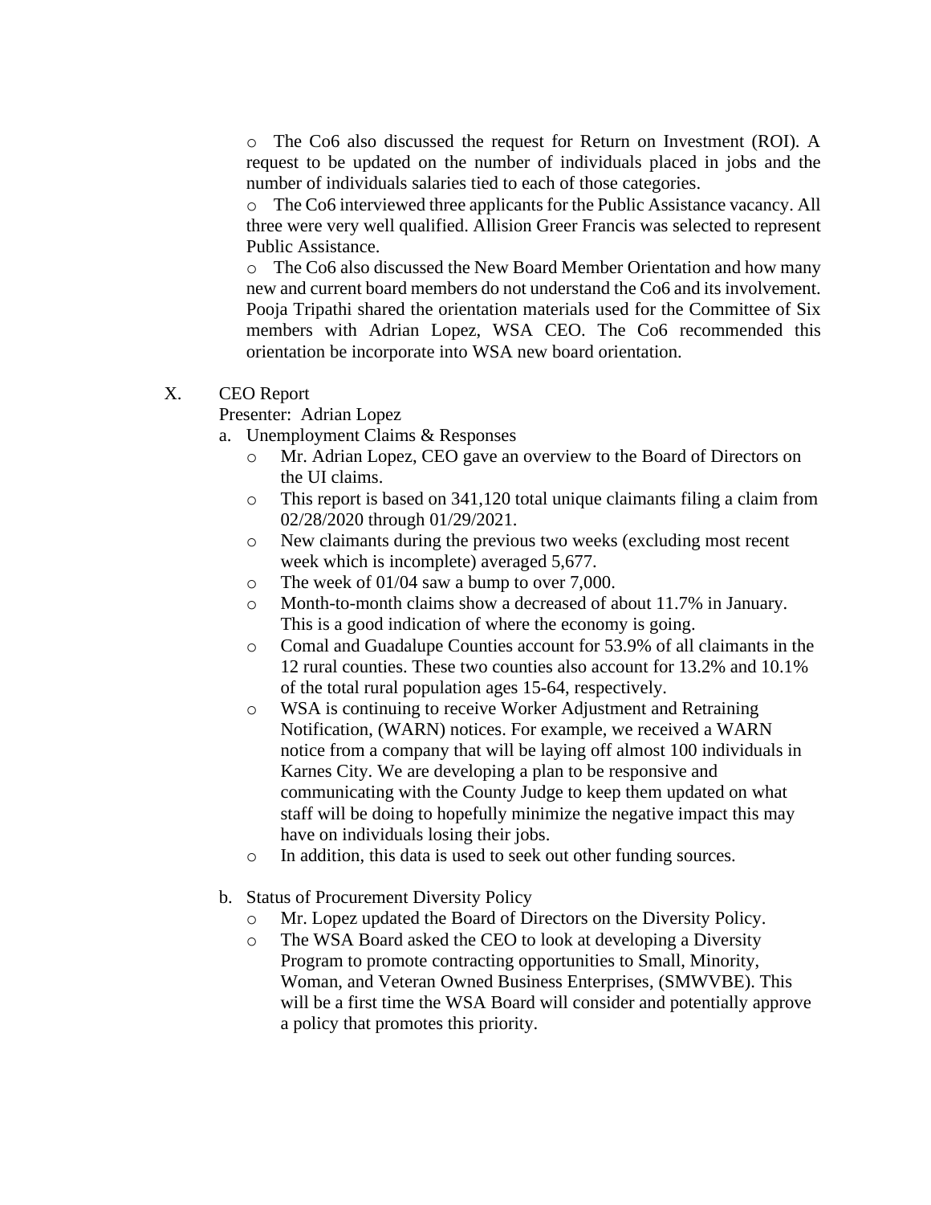- The Co6 also discussed the request for Return on Investment (ROI). A request to be updated on the number of individuals placed in jobs and the number of individuals salaries tied to each of those categories.
- The Co6 interviewed three applicants for the Public Assistance vacancy. All three were very well qualified. Allision Greer Francis was selected to represent Public Assistance.
- The Co6 also discussed the New Board Member Orientation and how many new and current board members do not understand the Co6 and its involvement. Pooja Tripathi shared the orientation materials used for the Committee of Six members with Adrian Lopez, WSA CEO. The Co6 recommended this orientation be incorporate into WSA new board orientation.

X. CEO Report

Presenter: Adrian Lopez

a. Unemployment Claims & Responses
   - Mr. Adrian Lopez, CEO gave an overview to the Board of Directors on the UI claims.
   - This report is based on 341,120 total unique claimants filing a claim from 02/28/2020 through 01/29/2021.
   - New claimants during the previous two weeks (excluding most recent week which is incomplete) averaged 5,677.
   - The week of 01/04 saw a bump to over 7,000.
   - Month-to-month claims show a decreased of about 11.7% in January. This is a good indication of where the economy is going.
   - Comal and Guadalupe Counties account for 53.9% of all claimants in the 12 rural counties. These two counties also account for 13.2% and 10.1% of the total rural population ages 15-64, respectively.
   - WSA is continuing to receive Worker Adjustment and Retraining Notification, (WARN) notices. For example, we received a WARN notice from a company that will be laying off almost 100 individuals in Karnes City. We are developing a plan to be responsive and communicating with the County Judge to keep them updated on what staff will be doing to hopefully minimize the negative impact this may have on individuals losing their jobs.
   - In addition, this data is used to seek out other funding sources.

b. Status of Procurement Diversity Policy
   - Mr. Lopez updated the Board of Directors on the Diversity Policy.
   - The WSA Board asked the CEO to look at developing a Diversity Program to promote contracting opportunities to Small, Minority, Woman, and Veteran Owned Business Enterprises, (SMWVBE). This will be a first time the WSA Board will consider and potentially approve a policy that promotes this priority.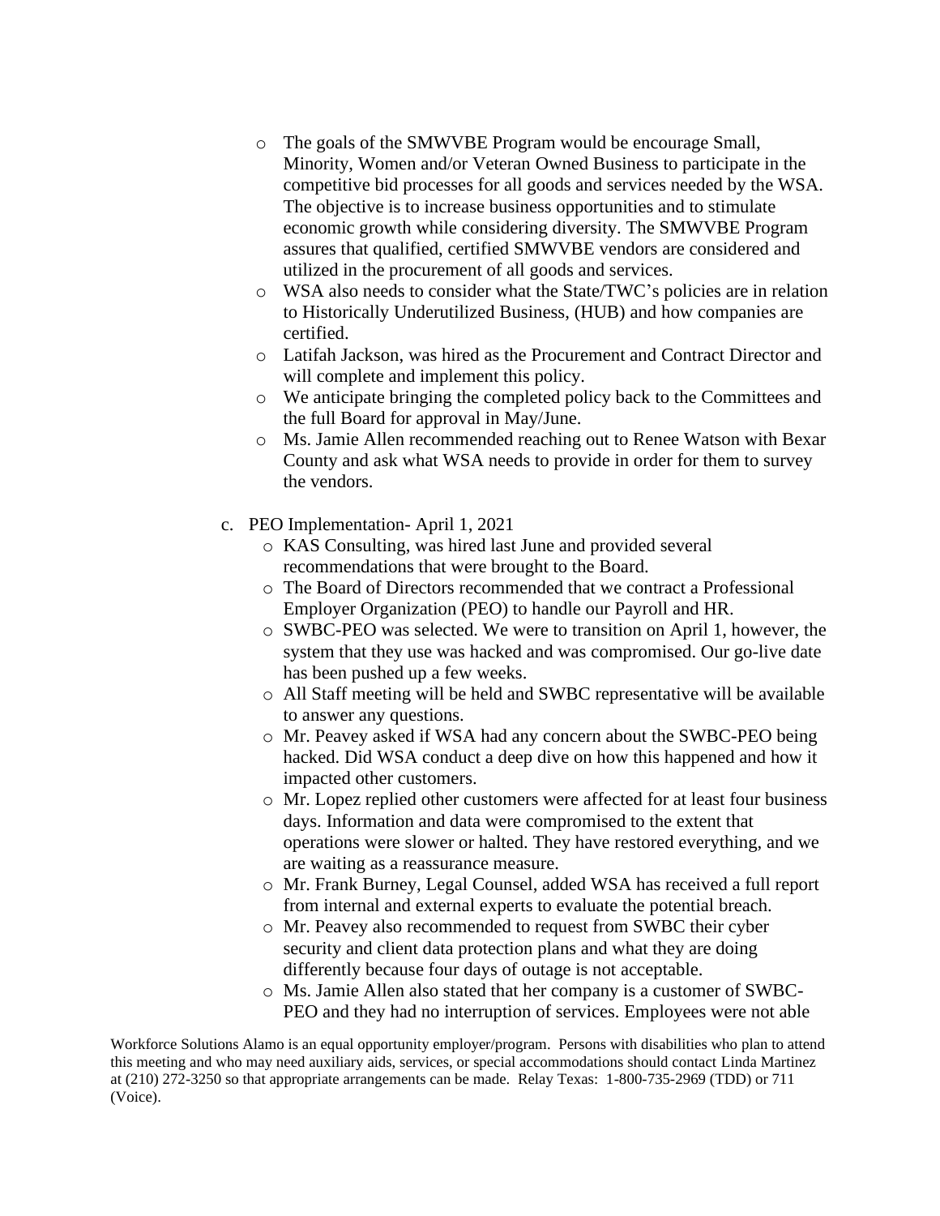- The goals of the SMWVBE Program would be encourage Small, Minority, Women and/or Veteran Owned Business to participate in the competitive bid processes for all goods and services needed by the WSA. The objective is to increase business opportunities and to stimulate economic growth while considering diversity. The SMWVBE Program assures that qualified, certified SMWVBE vendors are considered and utilized in the procurement of all goods and services.
- WSA also needs to consider what the State/TWC's policies are in relation to Historically Underutilized Business, (HUB) and how companies are certified.
- Latifah Jackson, was hired as the Procurement and Contract Director and will complete and implement this policy.
- We anticipate bringing the completed policy back to the Committees and the full Board for approval in May/June.
- Ms. Jamie Allen recommended reaching out to Renee Watson with Bexar County and ask what WSA needs to provide in order for them to survey the vendors.

c. PEO Implementation- April 1, 2021

- KAS Consulting, was hired last June and provided several recommendations that were brought to the Board.
- The Board of Directors recommended that we contract a Professional Employer Organization (PEO) to handle our Payroll and HR.
- SWBC-PEO was selected. We were to transition on April 1, however, the system that they use was hacked and was compromised. Our go-live date has been pushed up a few weeks.
- All Staff meeting will be held and SWBC representative will be available to answer any questions.
- Mr. Peavey asked if WSA had any concern about the SWBC-PEO being hacked. Did WSA conduct a deep dive on how this happened and how it impacted other customers.
- Mr. Lopez replied other customers were affected for at least four business days. Information and data were compromised to the extent that operations were slower or halted. They have restored everything, and we are waiting as a reassurance measure.
- Mr. Frank Burney, Legal Counsel, added WSA has received a full report from internal and external experts to evaluate the potential breach.
- Mr. Peavey also recommended to request from SWBC their cyber security and client data protection plans and what they are doing differently because four days of outage is not acceptable.
- Ms. Jamie Allen also stated that her company is a customer of SWBC-PEO and they had no interruption of services. Employees were not able

Workforce Solutions Alamo is an equal opportunity employer/program. Persons with disabilities who plan to attend this meeting and who may need auxiliary aids, services, or special accommodations should contact Linda Martinez at (210) 272-3250 so that appropriate arrangements can be made. Relay Texas: 1-800-735-2969 (TDD) or 711 (Voice).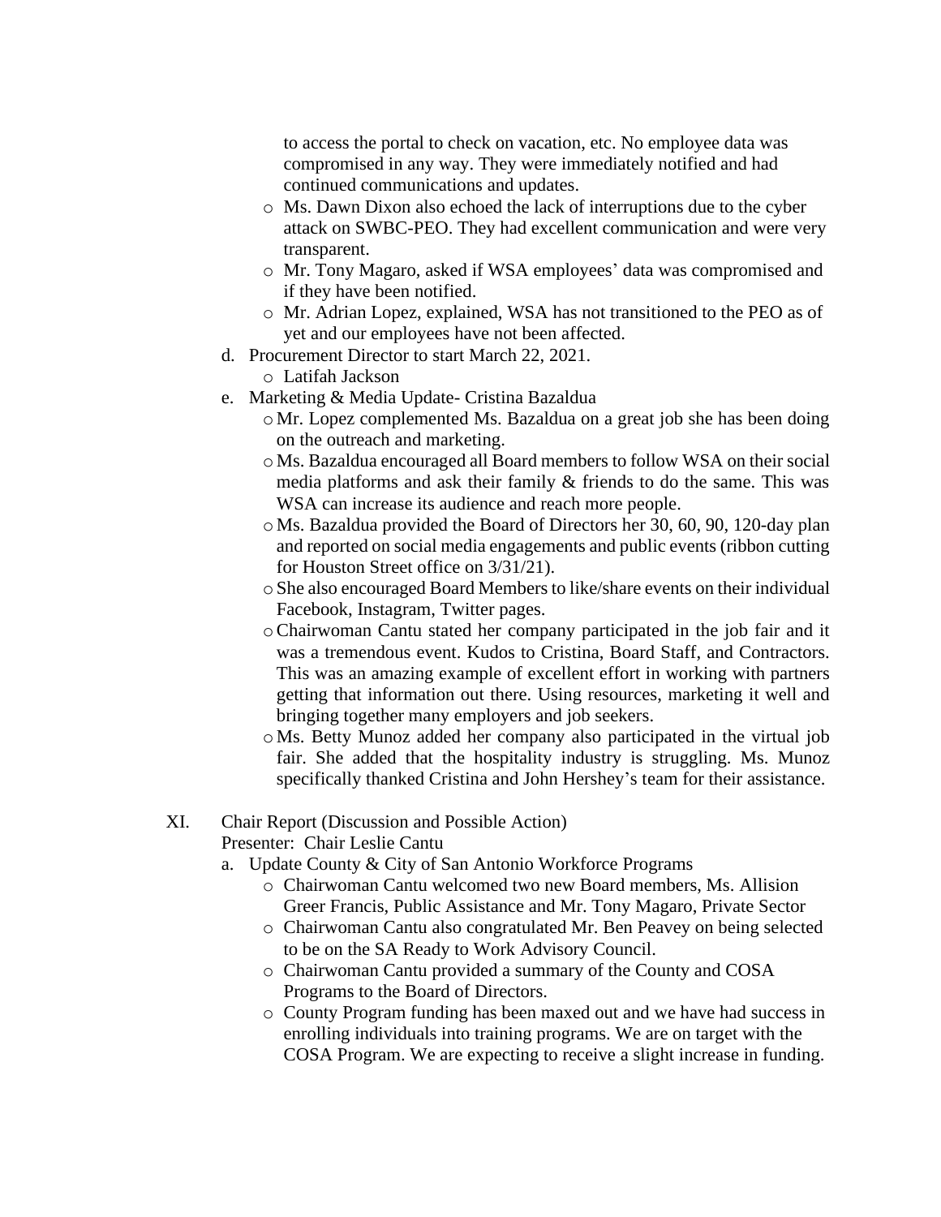to access the portal to check on vacation, etc. No employee data was compromised in any way. They were immediately notified and had continued communications and updates.
  - Ms. Dawn Dixon also echoed the lack of interruptions due to the cyber attack on SWBC-PEO. They had excellent communication and were very transparent.
  - Mr. Tony Magaro, asked if WSA employees' data was compromised and if they have been notified.
  - Mr. Adrian Lopez, explained, WSA has not transitioned to the PEO as of yet and our employees have not been affected.

d. Procurement Director to start March 22, 2021.
  - Latifah Jackson

e. Marketing & Media Update- Cristina Bazaldua
  - Mr. Lopez complemented Ms. Bazaldua on a great job she has been doing on the outreach and marketing.
  - Ms. Bazaldua encouraged all Board members to follow WSA on their social media platforms and ask their family & friends to do the same. This was WSA can increase its audience and reach more people.
  - Ms. Bazaldua provided the Board of Directors her 30, 60, 90, 120-day plan and reported on social media engagements and public events (ribbon cutting for Houston Street office on 3/31/21).
  - She also encouraged Board Members to like/share events on their individual Facebook, Instagram, Twitter pages.
  - Chairwoman Cantu stated her company participated in the job fair and it was a tremendous event. Kudos to Cristina, Board Staff, and Contractors. This was an amazing example of excellent effort in working with partners getting that information out there. Using resources, marketing it well and bringing together many employers and job seekers.
  - Ms. Betty Munoz added her company also participated in the virtual job fair. She added that the hospitality industry is struggling. Ms. Munoz specifically thanked Cristina and John Hershey's team for their assistance.

XI. Chair Report (Discussion and Possible Action)
Presenter: Chair Leslie Cantu

a. Update County & City of San Antonio Workforce Programs
  - Chairwoman Cantu welcomed two new Board members, Ms. Allision Greer Francis, Public Assistance and Mr. Tony Magaro, Private Sector
  - Chairwoman Cantu also congratulated Mr. Ben Peavey on being selected to be on the SA Ready to Work Advisory Council.
  - Chairwoman Cantu provided a summary of the County and COSA Programs to the Board of Directors.
  - County Program funding has been maxed out and we have had success in enrolling individuals into training programs. We are on target with the COSA Program. We are expecting to receive a slight increase in funding.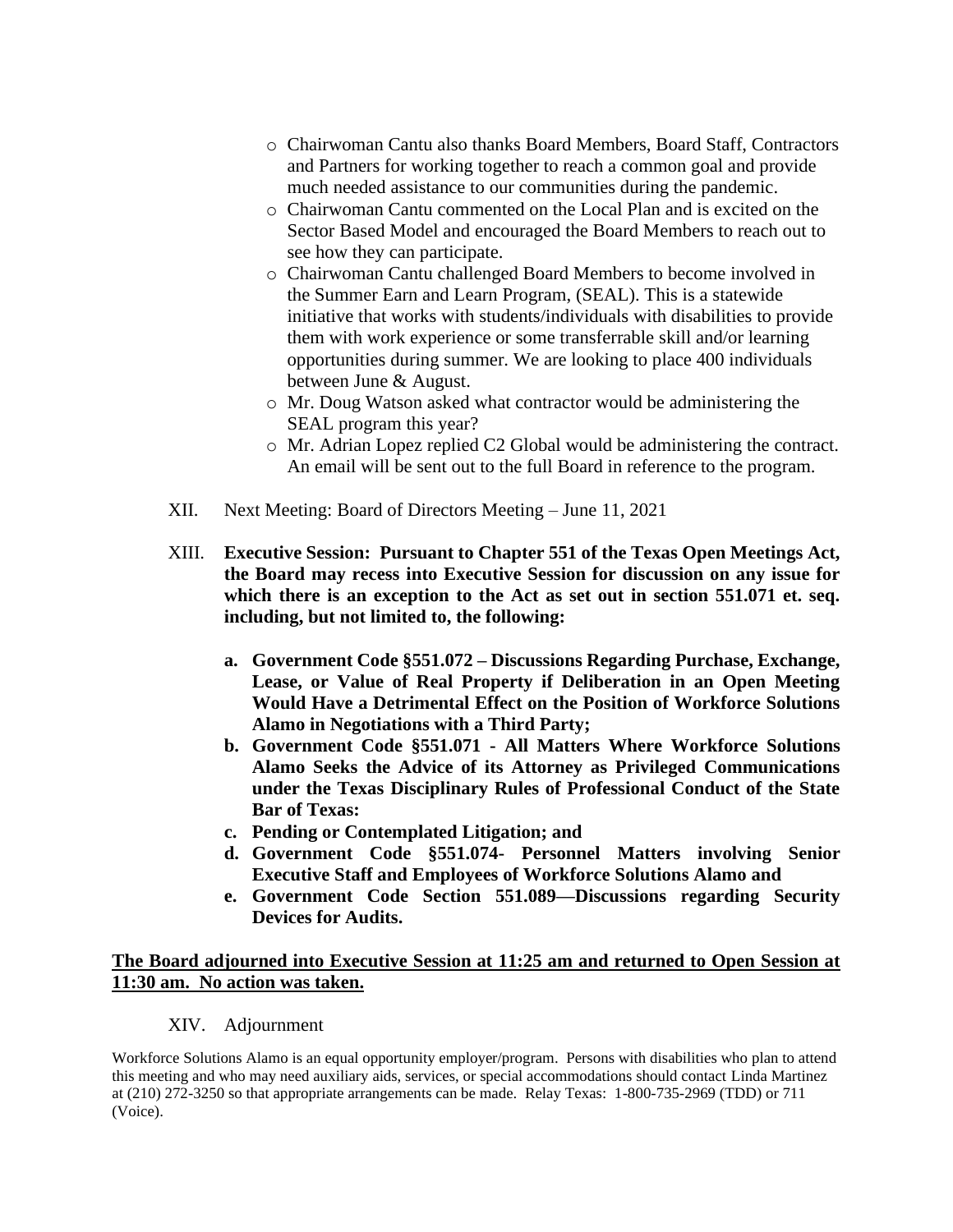- Chairwoman Cantu also thanks Board Members, Board Staff, Contractors and Partners for working together to reach a common goal and provide much needed assistance to our communities during the pandemic.
- Chairwoman Cantu commented on the Local Plan and is excited on the Sector Based Model and encouraged the Board Members to reach out to see how they can participate.
- Chairwoman Cantu challenged Board Members to become involved in the Summer Earn and Learn Program, (SEAL). This is a statewide initiative that works with students/individuals with disabilities to provide them with work experience or some transferrable skill and/or learning opportunities during summer. We are looking to place 400 individuals between June & August.
- Mr. Doug Watson asked what contractor would be administering the SEAL program this year?
- Mr. Adrian Lopez replied C2 Global would be administering the contract. An email will be sent out to the full Board in reference to the program.

XII. Next Meeting: Board of Directors Meeting – June 11, 2021

XIII. **Executive Session: Pursuant to Chapter 551 of the Texas Open Meetings Act, the Board may recess into Executive Session for discussion on any issue for which there is an exception to the Act as set out in section 551.071 et. seq. including, but not limited to, the following:**

**a. Government Code §551.072 – Discussions Regarding Purchase, Exchange, Lease, or Value of Real Property if Deliberation in an Open Meeting Would Have a Detrimental Effect on the Position of Workforce Solutions Alamo in Negotiations with a Third Party;**

**b. Government Code §551.071 - All Matters Where Workforce Solutions Alamo Seeks the Advice of its Attorney as Privileged Communications under the Texas Disciplinary Rules of Professional Conduct of the State Bar of Texas:**

**c. Pending or Contemplated Litigation; and**

**d. Government Code §551.074- Personnel Matters involving Senior Executive Staff and Employees of Workforce Solutions Alamo and**

**e. Government Code Section 551.089—Discussions regarding Security Devices for Audits.**

**The Board adjourned into Executive Session at 11:25 am and returned to Open Session at 11:30 am. No action was taken.**

XIV. Adjournment

Workforce Solutions Alamo is an equal opportunity employer/program. Persons with disabilities who plan to attend this meeting and who may need auxiliary aids, services, or special accommodations should contact Linda Martinez at (210) 272-3250 so that appropriate arrangements can be made. Relay Texas: 1-800-735-2969 (TDD) or 711 (Voice).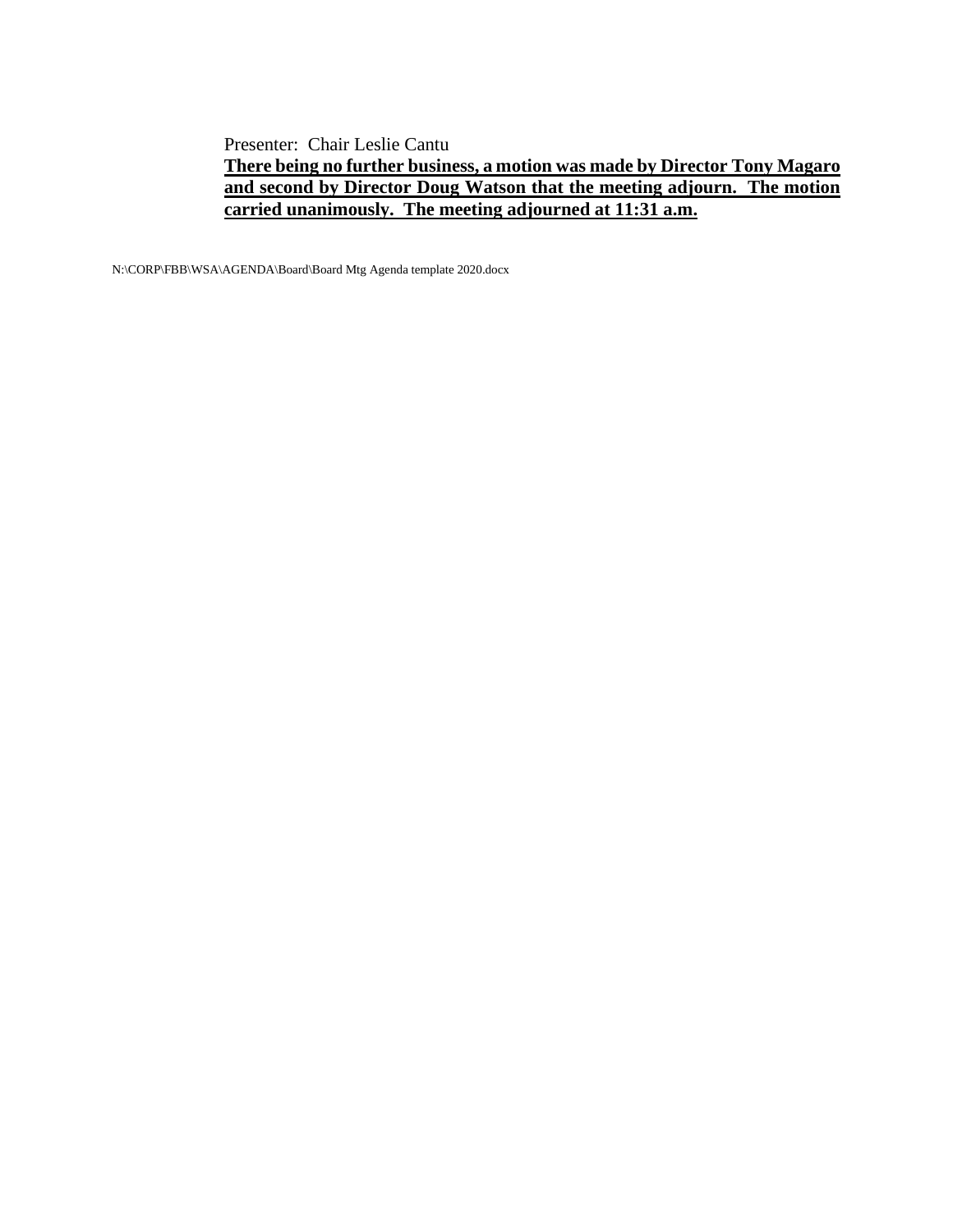Presenter: Chair Leslie Cantu

**There being no further business, a motion was made by Director Tony Magaro and second by Director Doug Watson that the meeting adjourn. The motion carried unanimously. The meeting adjourned at 11:31 a.m.**

N:\CORP\FBB\WSA\AGENDA\Board\Board Mtg Agenda template 2020.docx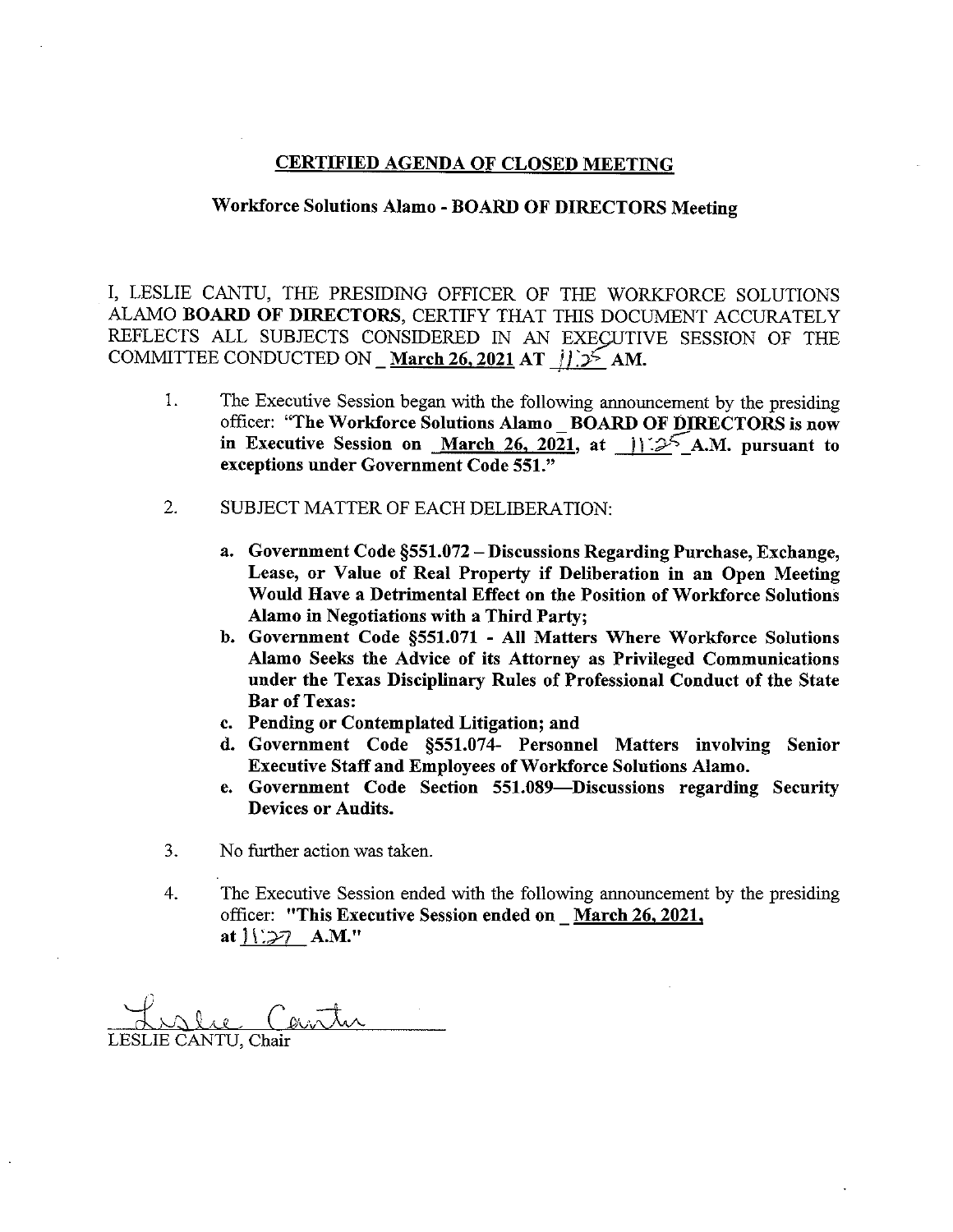# CERTIFIED AGENDA OF CLOSED MEETING

## Workforce Solutions Alamo - BOARD OF DIRECTORS Meeting

I, LESLIE CANTU, THE PRESIDING OFFICER OF THE WORKFORCE SOLUTIONS ALAMO **BOARD OF DIRECTORS**, CERTIFY THAT THIS DOCUMENT ACCURATELY REFLECTS ALL SUBJECTS CONSIDERED IN AN EXECUTIVE SESSION OF THE COMMITTEE CONDUCTED ON _ **March 26, 2021 AT 11:25 AM.**

1. The Executive Session began with the following announcement by the presiding officer: **"The Workforce Solutions Alamo _ BOARD OF DIRECTORS is now in Executive Session on March 26, 2021, at 11:25 A.M. pursuant to exceptions under Government Code 551."**

2. SUBJECT MATTER OF EACH DELIBERATION:

   a. **Government Code §551.072 – Discussions Regarding Purchase, Exchange, Lease, or Value of Real Property if Deliberation in an Open Meeting Would Have a Detrimental Effect on the Position of Workforce Solutions Alamo in Negotiations with a Third Party;**
   b. **Government Code §551.071 - All Matters Where Workforce Solutions Alamo Seeks the Advice of its Attorney as Privileged Communications under the Texas Disciplinary Rules of Professional Conduct of the State Bar of Texas:**
   c. **Pending or Contemplated Litigation; and**
   d. **Government Code §551.074- Personnel Matters involving Senior Executive Staff and Employees of Workforce Solutions Alamo.**
   e. **Government Code Section 551.089—Discussions regarding Security Devices or Audits.**

3. No further action was taken.

4. The Executive Session ended with the following announcement by the presiding officer: **"This Executive Session ended on _ March 26, 2021, at 11:27 A.M."**

Leslie Cantu

LESLIE CANTU, Chair